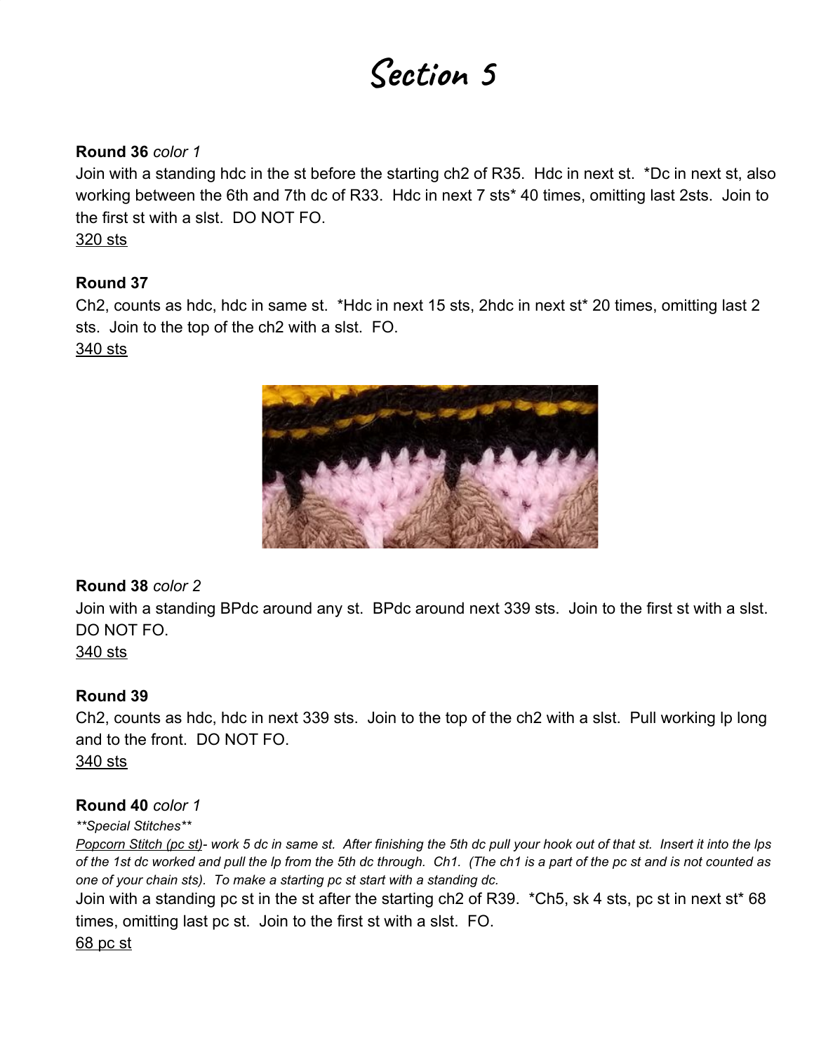# Section 5

**Round 36** *color 1*

Join with a standing hdc in the st before the starting ch2 of R35. Hdc in next st. *Dc in next st, also working between the 6th and 7th dc of R33. Hdc in next 7 sts* 40 times, omitting last 2sts. Join to the first st with a slst. DO NOT FO.

320 sts

**Round 37**

Ch2, counts as hdc, hdc in same st. *Hdc in next 15 sts, 2hdc in next st* 20 times, omitting last 2 sts. Join to the top of the ch2 with a slst. FO.

340 sts

**Round 38** *color 2*

Join with a standing BPdc around any st. BPdc around next 339 sts. Join to the first st with a slst. DO NOT FO.

340 sts

**Round 39**

Ch2, counts as hdc, hdc in next 339 sts. Join to the top of the ch2 with a slst. Pull working lp long and to the front. DO NOT FO.

340 sts

**Round 40** *color 1*

***Special Stitches***

*Popcorn Stitch (pc st)- work 5 dc in same st. After finishing the 5th dc pull your hook out of that st. Insert it into the lps of the 1st dc worked and pull the lp from the 5th dc through. Ch1. (The ch1 is a part of the pc st and is not counted as one of your chain sts). To make a starting pc st start with a standing dc.*

Join with a standing pc st in the st after the starting ch2 of R39. *Ch5, sk 4 sts, pc st in next st* 68 times, omitting last pc st. Join to the first st with a slst. FO.

68 pc st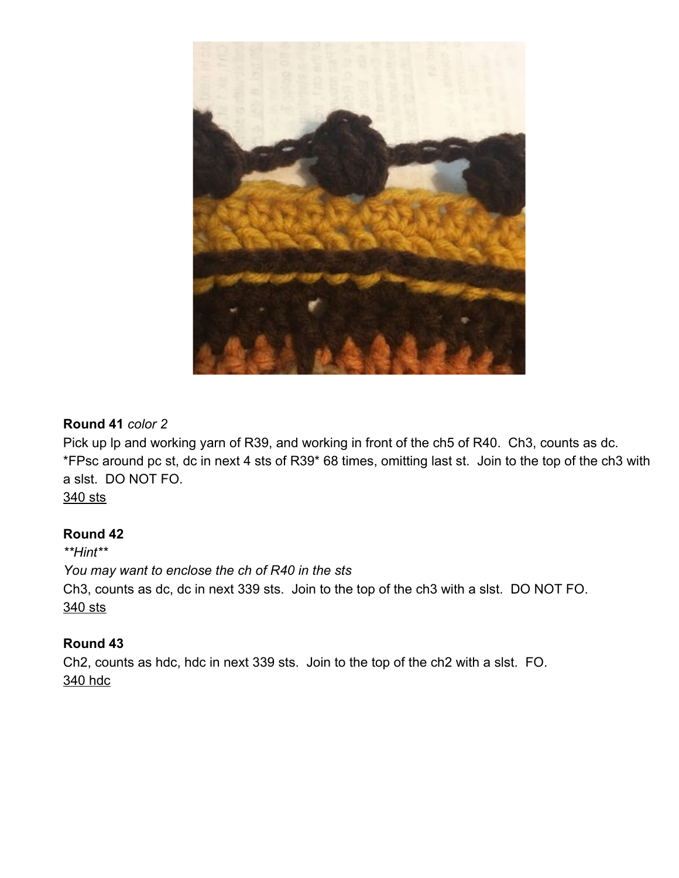**Round 41** *color 2*

Pick up lp and working yarn of R39, and working in front of the ch5 of R40. Ch3, counts as dc. *FPsc around pc st, dc in next 4 sts of R39* 68 times, omitting last st. Join to the top of the ch3 with a slst. DO NOT FO.

<u>340 sts</u>

**Round 42**

***Hint***

*You may want to enclose the ch of R40 in the sts*

Ch3, counts as dc, dc in next 339 sts. Join to the top of the ch3 with a slst. DO NOT FO.

<u>340 sts</u>

**Round 43**

Ch2, counts as hdc, hdc in next 339 sts. Join to the top of the ch2 with a slst. FO.

<u>340 hdc</u>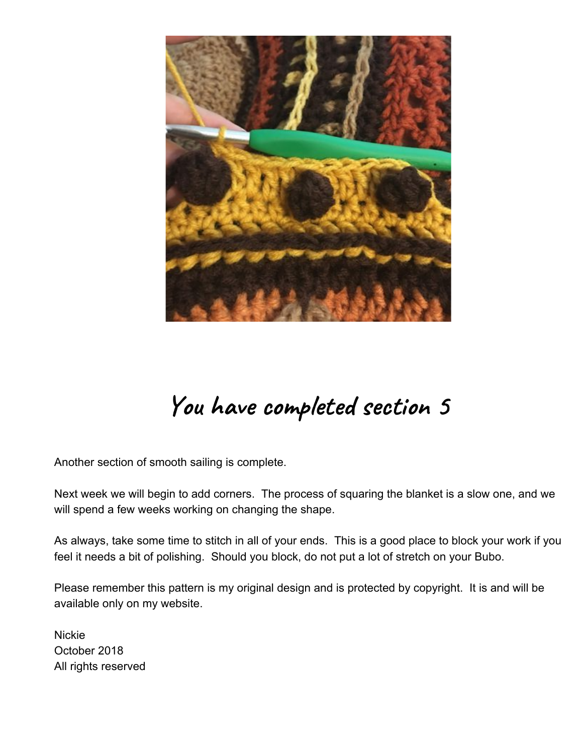# You have completed section 5

Another section of smooth sailing is complete.

Next week we will begin to add corners. The process of squaring the blanket is a slow one, and we will spend a few weeks working on changing the shape.

As always, take some time to stitch in all of your ends. This is a good place to block your work if you feel it needs a bit of polishing. Should you block, do not put a lot of stretch on your Bubo.

Please remember this pattern is my original design and is protected by copyright. It is and will be available only on my website.

Nickie
October 2018
All rights reserved